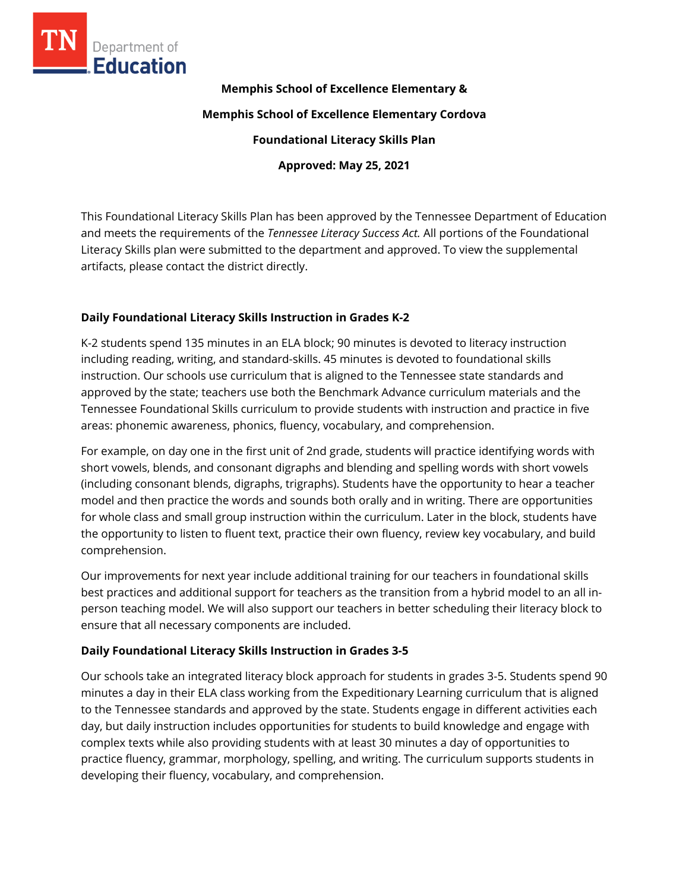**Memphis School of Excellence Elementary &**

**Memphis School of Excellence Elementary Cordova**

**Foundational Literacy Skills Plan**

**Approved: May 25, 2021**

This Foundational Literacy Skills Plan has been approved by the Tennessee Department of Education and meets the requirements of the *Tennessee Literacy Success Act.* All portions of the Foundational Literacy Skills plan were submitted to the department and approved. To view the supplemental artifacts, please contact the district directly.

### Daily Foundational Literacy Skills Instruction in Grades K-2

K-2 students spend 135 minutes in an ELA block; 90 minutes is devoted to literacy instruction including reading, writing, and standard-skills. 45 minutes is devoted to foundational skills instruction. Our schools use curriculum that is aligned to the Tennessee state standards and approved by the state; teachers use both the Benchmark Advance curriculum materials and the Tennessee Foundational Skills curriculum to provide students with instruction and practice in five areas: phonemic awareness, phonics, fluency, vocabulary, and comprehension.

For example, on day one in the first unit of 2nd grade, students will practice identifying words with short vowels, blends, and consonant digraphs and blending and spelling words with short vowels (including consonant blends, digraphs, trigraphs). Students have the opportunity to hear a teacher model and then practice the words and sounds both orally and in writing. There are opportunities for whole class and small group instruction within the curriculum. Later in the block, students have the opportunity to listen to fluent text, practice their own fluency, review key vocabulary, and build comprehension.

Our improvements for next year include additional training for our teachers in foundational skills best practices and additional support for teachers as the transition from a hybrid model to an all in-person teaching model. We will also support our teachers in better scheduling their literacy block to ensure that all necessary components are included.

### Daily Foundational Literacy Skills Instruction in Grades 3-5

Our schools take an integrated literacy block approach for students in grades 3-5. Students spend 90 minutes a day in their ELA class working from the Expeditionary Learning curriculum that is aligned to the Tennessee standards and approved by the state. Students engage in different activities each day, but daily instruction includes opportunities for students to build knowledge and engage with complex texts while also providing students with at least 30 minutes a day of opportunities to practice fluency, grammar, morphology, spelling, and writing. The curriculum supports students in developing their fluency, vocabulary, and comprehension.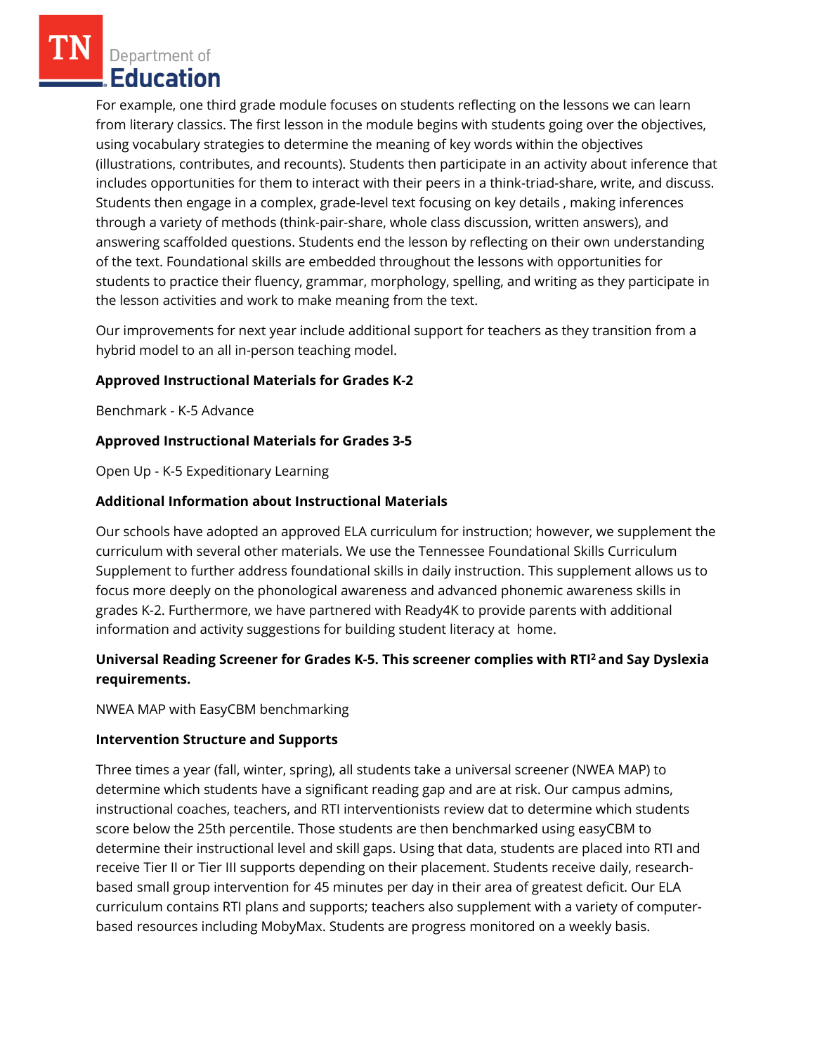For example, one third grade module focuses on students reflecting on the lessons we can learn from literary classics. The first lesson in the module begins with students going over the objectives, using vocabulary strategies to determine the meaning of key words within the objectives (illustrations, contributes, and recounts). Students then participate in an activity about inference that includes opportunities for them to interact with their peers in a think-triad-share, write, and discuss. Students then engage in a complex, grade-level text focusing on key details , making inferences through a variety of methods (think-pair-share, whole class discussion, written answers), and answering scaffolded questions. Students end the lesson by reflecting on their own understanding of the text. Foundational skills are embedded throughout the lessons with opportunities for students to practice their fluency, grammar, morphology, spelling, and writing as they participate in the lesson activities and work to make meaning from the text.

Our improvements for next year include additional support for teachers as they transition from a hybrid model to an all in-person teaching model.

**Approved Instructional Materials for Grades K-2**

Benchmark - K-5 Advance

**Approved Instructional Materials for Grades 3-5**

Open Up - K-5 Expeditionary Learning

**Additional Information about Instructional Materials**

Our schools have adopted an approved ELA curriculum for instruction; however, we supplement the curriculum with several other materials. We use the Tennessee Foundational Skills Curriculum Supplement to further address foundational skills in daily instruction. This supplement allows us to focus more deeply on the phonological awareness and advanced phonemic awareness skills in grades K-2. Furthermore, we have partnered with Ready4K to provide parents with additional information and activity suggestions for building student literacy at home.

**Universal Reading Screener for Grades K-5. This screener complies with RTI² and Say Dyslexia requirements.**

NWEA MAP with EasyCBM benchmarking

**Intervention Structure and Supports**

Three times a year (fall, winter, spring), all students take a universal screener (NWEA MAP) to determine which students have a significant reading gap and are at risk. Our campus admins, instructional coaches, teachers, and RTI interventionists review dat to determine which students score below the 25th percentile. Those students are then benchmarked using easyCBM to determine their instructional level and skill gaps. Using that data, students are placed into RTI and receive Tier II or Tier III supports depending on their placement. Students receive daily, research-based small group intervention for 45 minutes per day in their area of greatest deficit. Our ELA curriculum contains RTI plans and supports; teachers also supplement with a variety of computer-based resources including MobyMax. Students are progress monitored on a weekly basis.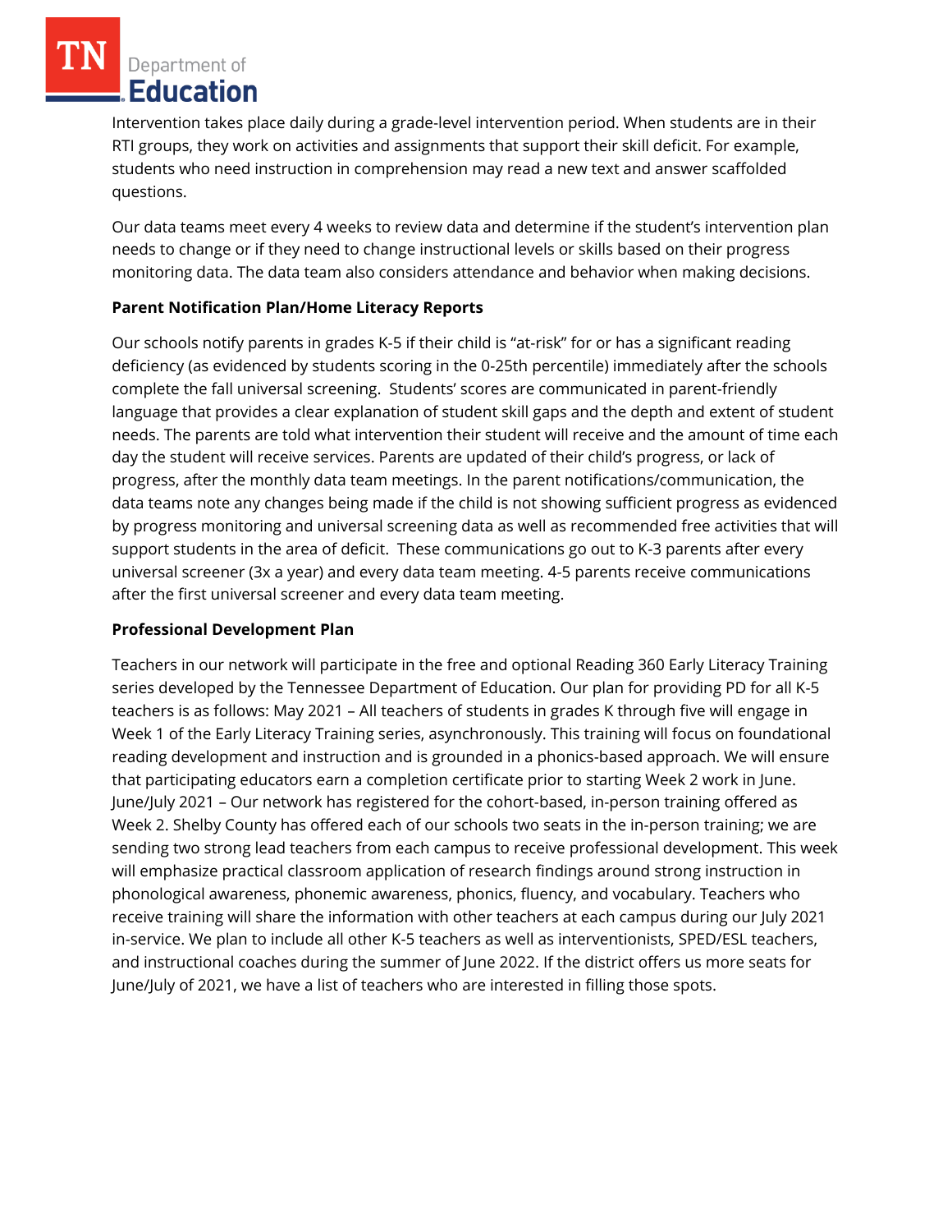Intervention takes place daily during a grade-level intervention period. When students are in their RTI groups, they work on activities and assignments that support their skill deficit. For example, students who need instruction in comprehension may read a new text and answer scaffolded questions.

Our data teams meet every 4 weeks to review data and determine if the student's intervention plan needs to change or if they need to change instructional levels or skills based on their progress monitoring data. The data team also considers attendance and behavior when making decisions.

**Parent Notification Plan/Home Literacy Reports**

Our schools notify parents in grades K-5 if their child is "at-risk" for or has a significant reading deficiency (as evidenced by students scoring in the 0-25th percentile) immediately after the schools complete the fall universal screening. Students' scores are communicated in parent-friendly language that provides a clear explanation of student skill gaps and the depth and extent of student needs. The parents are told what intervention their student will receive and the amount of time each day the student will receive services. Parents are updated of their child's progress, or lack of progress, after the monthly data team meetings. In the parent notifications/communication, the data teams note any changes being made if the child is not showing sufficient progress as evidenced by progress monitoring and universal screening data as well as recommended free activities that will support students in the area of deficit. These communications go out to K-3 parents after every universal screener (3x a year) and every data team meeting. 4-5 parents receive communications after the first universal screener and every data team meeting.

**Professional Development Plan**

Teachers in our network will participate in the free and optional Reading 360 Early Literacy Training series developed by the Tennessee Department of Education. Our plan for providing PD for all K-5 teachers is as follows: May 2021 – All teachers of students in grades K through five will engage in Week 1 of the Early Literacy Training series, asynchronously. This training will focus on foundational reading development and instruction and is grounded in a phonics-based approach. We will ensure that participating educators earn a completion certificate prior to starting Week 2 work in June. June/July 2021 – Our network has registered for the cohort-based, in-person training offered as Week 2. Shelby County has offered each of our schools two seats in the in-person training; we are sending two strong lead teachers from each campus to receive professional development. This week will emphasize practical classroom application of research findings around strong instruction in phonological awareness, phonemic awareness, phonics, fluency, and vocabulary. Teachers who receive training will share the information with other teachers at each campus during our July 2021 in-service. We plan to include all other K-5 teachers as well as interventionists, SPED/ESL teachers, and instructional coaches during the summer of June 2022. If the district offers us more seats for June/July of 2021, we have a list of teachers who are interested in filling those spots.